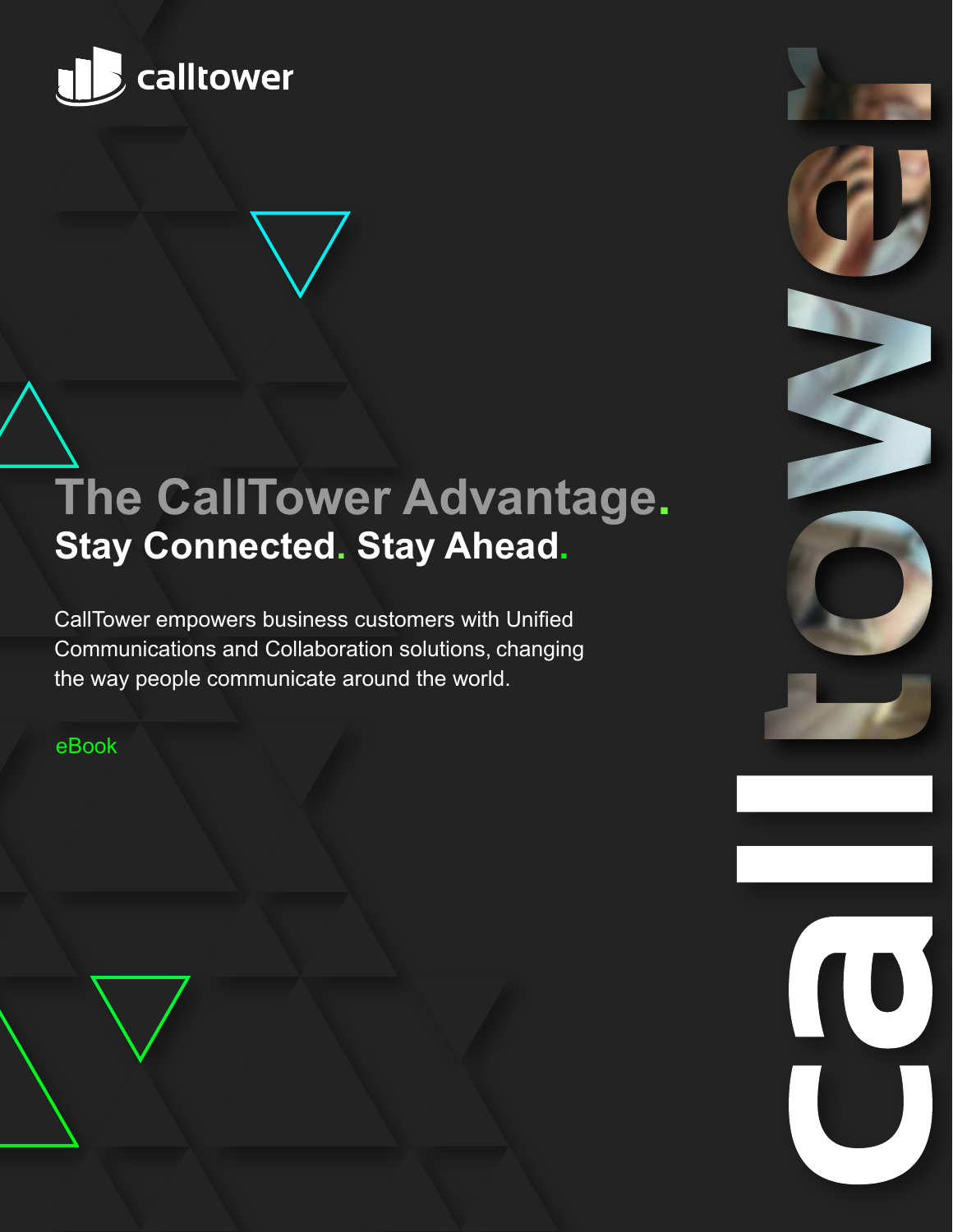calltower

# The CallTower Advantage.

## Stay Connected. Stay Ahead.

CallTower empowers business customers with Unified Communications and Collaboration solutions, changing the way people communicate around the world.

eBook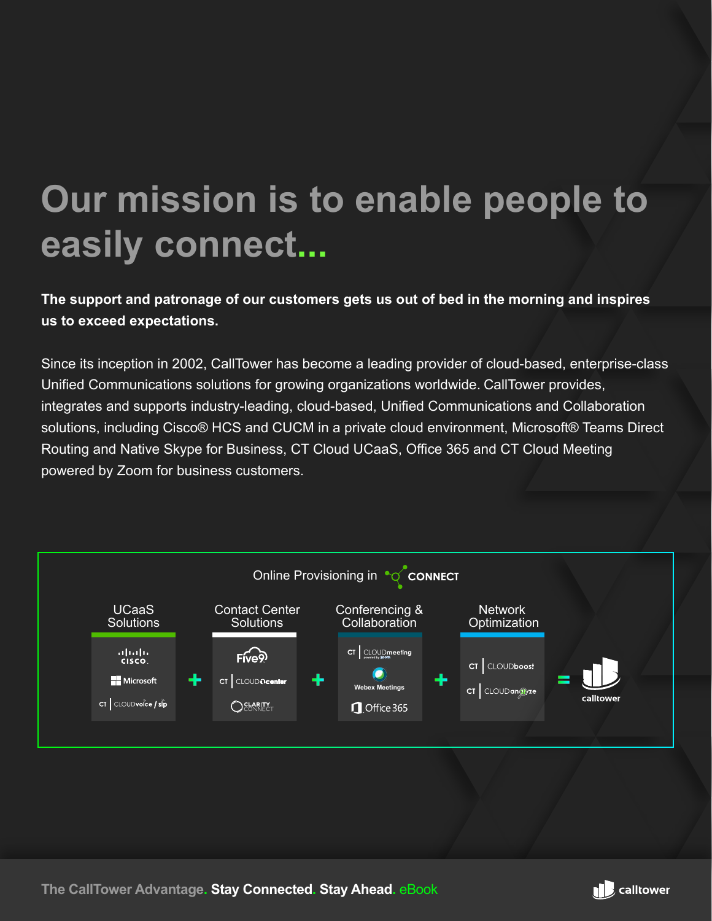# Our mission is to enable people to easily connect...

**The support and patronage of our customers gets us out of bed in the morning and inspires us to exceed expectations.**

Since its inception in 2002, CallTower has become a leading provider of cloud-based, enterprise-class Unified Communications solutions for growing organizations worldwide. CallTower provides, integrates and supports industry-leading, cloud-based, Unified Communications and Collaboration solutions, including Cisco® HCS and CUCM in a private cloud environment, Microsoft® Teams Direct Routing and Native Skype for Business, CT Cloud UCaaS, Office 365 and CT Cloud Meeting powered by Zoom for business customers.

Online Provisioning in CONNECT

| UCaaS Solutions | | Contact Center Solutions | | Conferencing & Collaboration | | Network Optimization | | |
|---|---|---|---|---|---|---|---|---|
| Cisco | + | Five9 | + | CT CLOUDmeeting powered by zoom | + | CT CLOUDboost | = | calltower |
| Microsoft | | CT CLOUDcenter | | Webex Meetings | | CT CLOUDanalyze | | |
| CT CLOUDvoice / sip | | CLARITY CONNECT | | Office 365 | | | | |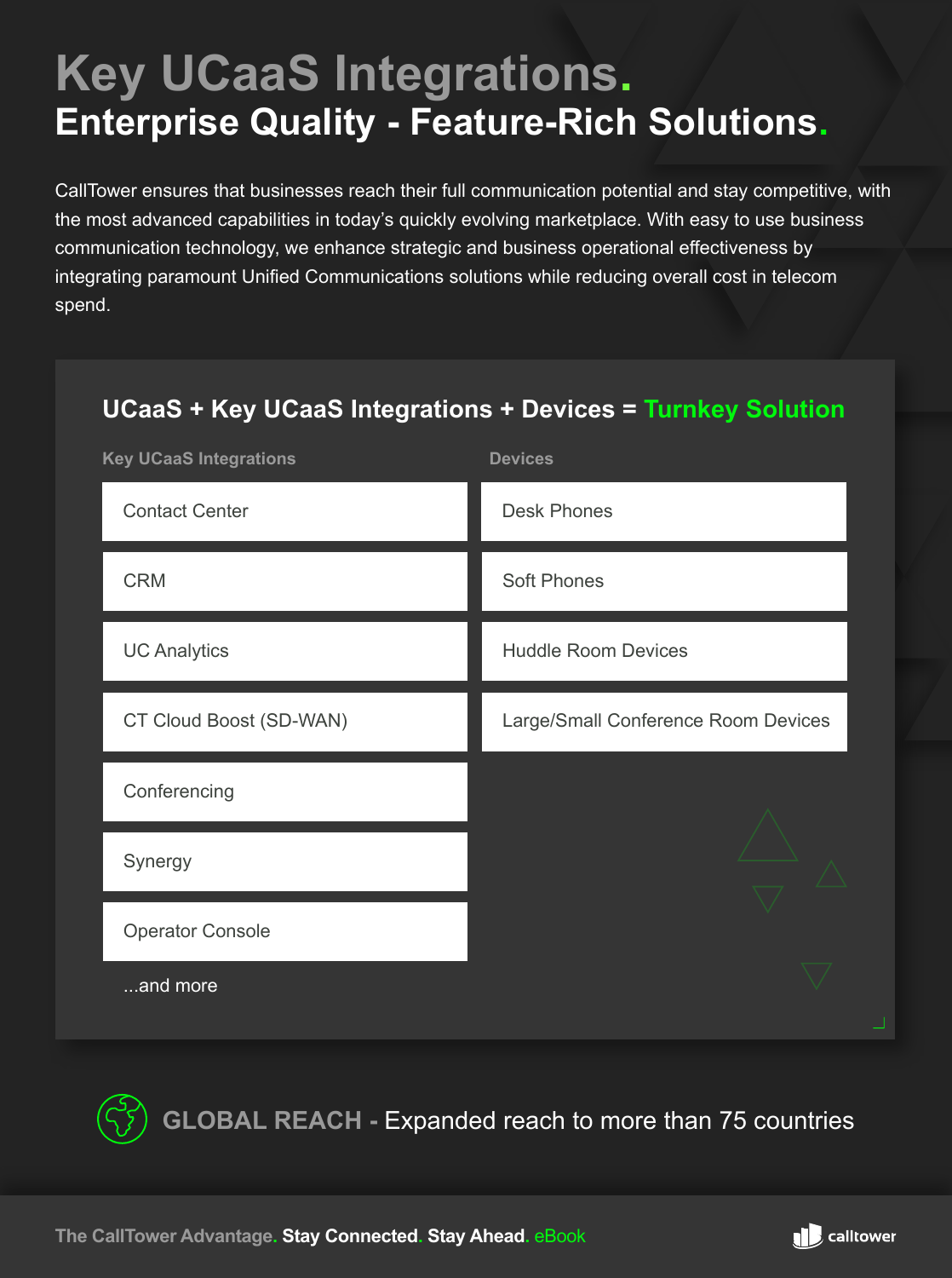# Key UCaaS Integrations.

## Enterprise Quality - Feature-Rich Solutions.

CallTower ensures that businesses reach their full communication potential and stay competitive, with the most advanced capabilities in today's quickly evolving marketplace. With easy to use business communication technology, we enhance strategic and business operational effectiveness by integrating paramount Unified Communications solutions while reducing overall cost in telecom spend.

### UCaaS + Key UCaaS Integrations + Devices = Turnkey Solution

| Key UCaaS Integrations | Devices |
| --- | --- |
| Contact Center | Desk Phones |
| CRM | Soft Phones |
| UC Analytics | Huddle Room Devices |
| CT Cloud Boost (SD-WAN) | Large/Small Conference Room Devices |
| Conferencing | |
| Synergy | |
| Operator Console | |
| ...and more | |

**GLOBAL REACH** - Expanded reach to more than 75 countries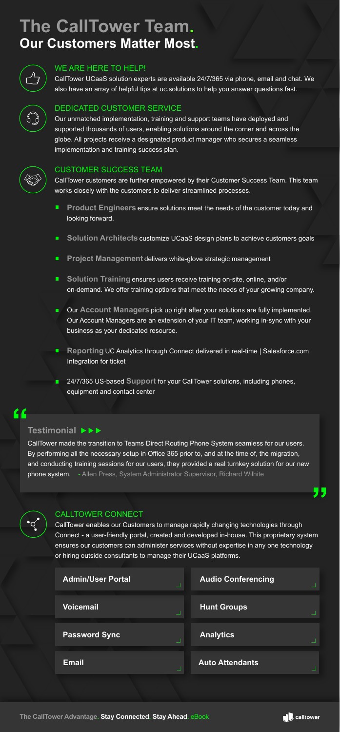# The CallTower Team.
## Our Customers Matter Most.

### WE ARE HERE TO HELP!

CallTower UCaaS solution experts are available 24/7/365 via phone, email and chat. We also have an array of helpful tips at uc.solutions to help you answer questions fast.

### DEDICATED CUSTOMER SERVICE

Our unmatched implementation, training and support teams have deployed and supported thousands of users, enabling solutions around the corner and across the globe. All projects receive a designated product manager who secures a seamless implementation and training success plan.

### CUSTOMER SUCCESS TEAM

CallTower customers are further empowered by their Customer Success Team. This team works closely with the customers to deliver streamlined processes.

- **Product Engineers** ensure solutions meet the needs of the customer today and looking forward.
- **Solution Architects** customize UCaaS design plans to achieve customers goals
- **Project Management** delivers white-glove strategic management
- **Solution Training** ensures users receive training on-site, online, and/or on-demand. We offer training options that meet the needs of your growing company.
- Our **Account Managers** pick up right after your solutions are fully implemented. Our Account Managers are an extension of your IT team, working in-sync with your business as your dedicated resource.
- **Reporting** UC Analytics through Connect delivered in real-time | Salesforce.com Integration for ticket
- 24/7/365 US-based **Support** for your CallTower solutions, including phones, equipment and contact center

**Testimonial ▶▶▶**

> CallTower made the transition to Teams Direct Routing Phone System seamless for our users. By performing all the necessary setup in Office 365 prior to, and at the time of, the migration, and conducting training sessions for our users, they provided a real turnkey solution for our new phone system. - Allen Press, System Administrator Supervisor, Richard Wilhite

### CALLTOWER CONNECT

CallTower enables our Customers to manage rapidly changing technologies through Connect - a user-friendly portal, created and developed in-house. This proprietary system ensures our customers can administer services without expertise in any one technology or hiring outside consultants to manage their UCaaS platforms.

| | |
|---|---|
| **Admin/User Portal** | **Audio Conferencing** |
| **Voicemail** | **Hunt Groups** |
| **Password Sync** | **Analytics** |
| **Email** | **Auto Attendants** |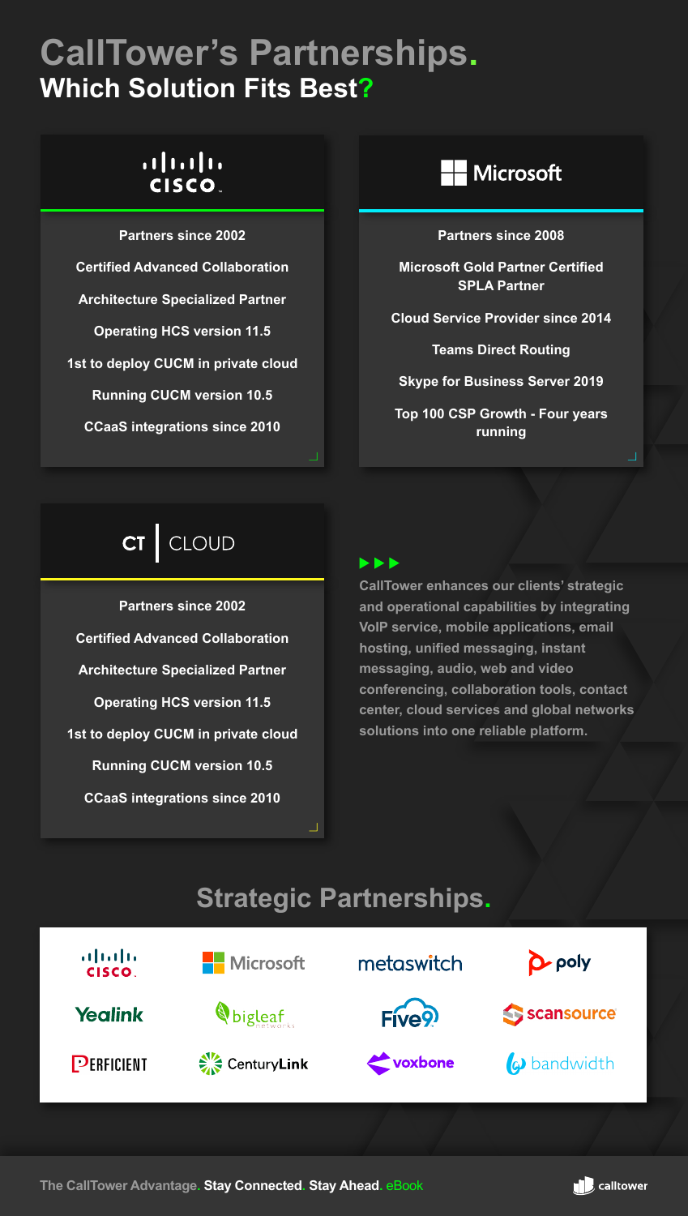# CallTower's Partnerships.

## Which Solution Fits Best?

### Cisco

Partners since 2002

Certified Advanced Collaboration

Architecture Specialized Partner

Operating HCS version 11.5

1st to deploy CUCM in private cloud

Running CUCM version 10.5

CCaaS integrations since 2010

### Microsoft

Partners since 2008

Microsoft Gold Partner Certified SPLA Partner

Cloud Service Provider since 2014

Teams Direct Routing

Skype for Business Server 2019

Top 100 CSP Growth - Four years running

### CT CLOUD

Partners since 2002

Certified Advanced Collaboration

Architecture Specialized Partner

Operating HCS version 11.5

1st to deploy CUCM in private cloud

Running CUCM version 10.5

CCaaS integrations since 2010

CallTower enhances our clients' strategic and operational capabilities by integrating VoIP service, mobile applications, email hosting, unified messaging, instant messaging, audio, web and video conferencing, collaboration tools, contact center, cloud services and global networks solutions into one reliable platform.

## Strategic Partnerships.

Cisco, Microsoft, metaswitch, poly, Yealink, bigleaf networks, Five9, scansource, Perficient, CenturyLink, voxbone, bandwidth

The CallTower Advantage. **Stay Connected. Stay Ahead.** eBook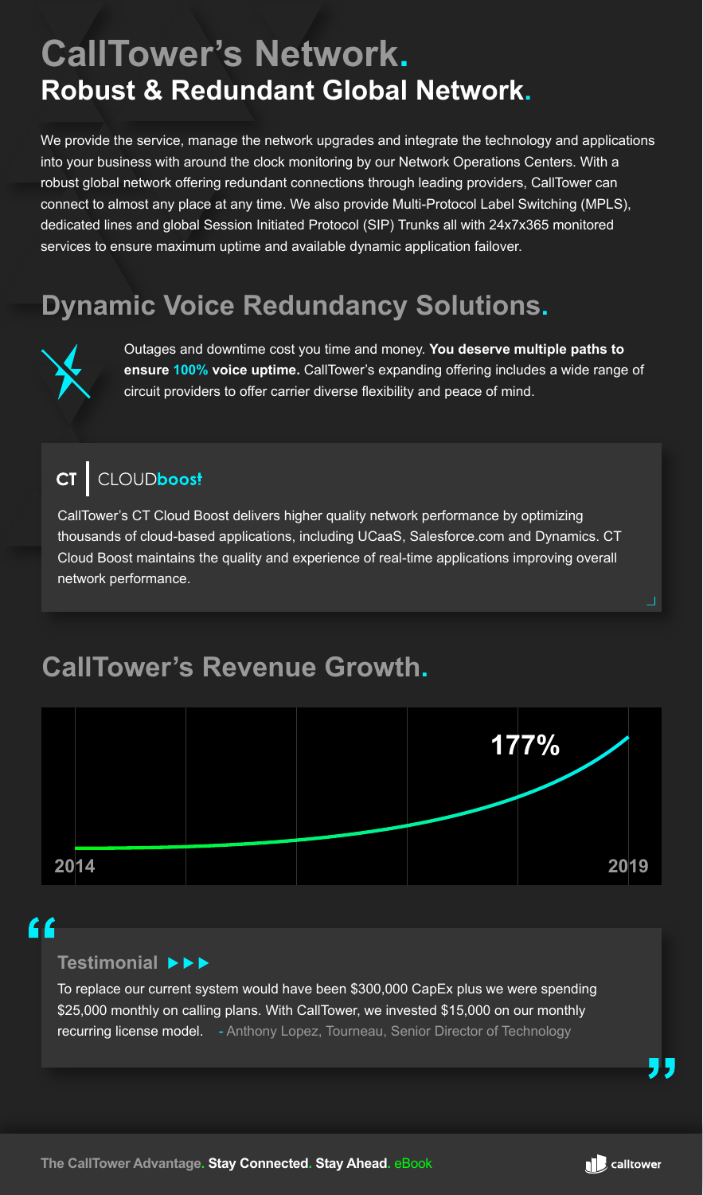# CallTower's Network.

## Robust & Redundant Global Network.

We provide the service, manage the network upgrades and integrate the technology and applications into your business with around the clock monitoring by our Network Operations Centers. With a robust global network offering redundant connections through leading providers, CallTower can connect to almost any place at any time. We also provide Multi-Protocol Label Switching (MPLS), dedicated lines and global Session Initiated Protocol (SIP) Trunks all with 24x7x365 monitored services to ensure maximum uptime and available dynamic application failover.

## Dynamic Voice Redundancy Solutions.

Outages and downtime cost you time and money. **You deserve multiple paths to ensure 100% voice uptime.** CallTower's expanding offering includes a wide range of circuit providers to offer carrier diverse flexibility and peace of mind.

### CT | CLOUDboost

CallTower's CT Cloud Boost delivers higher quality network performance by optimizing thousands of cloud-based applications, including UCaaS, Salesforce.com and Dynamics. CT Cloud Boost maintains the quality and experience of real-time applications improving overall network performance.

## CallTower's Revenue Growth.

177%

2014 — 2019

### Testimonial ▶▶▶

"To replace our current system would have been $300,000 CapEx plus we were spending $25,000 monthly on calling plans. With CallTower, we invested $15,000 on our monthly recurring license model." - Anthony Lopez, Tourneau, Senior Director of Technology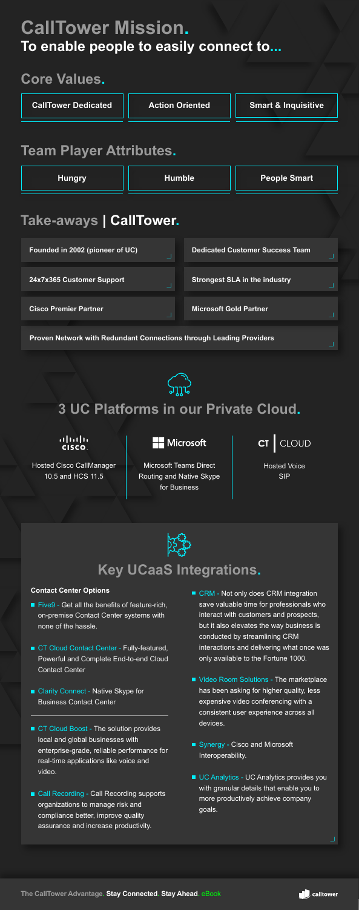# CallTower Mission.

## To enable people to easily connect to...

## Core Values.

- CallTower Dedicated
- Action Oriented
- Smart & Inquisitive

## Team Player Attributes.

- Hungry
- Humble
- People Smart

## Take-aways | CallTower.

- Founded in 2002 (pioneer of UC)
- Dedicated Customer Success Team
- 24x7x365 Customer Support
- Strongest SLA in the industry
- Cisco Premier Partner
- Microsoft Gold Partner
- Proven Network with Redundant Connections through Leading Providers

## 3 UC Platforms in our Private Cloud.

**Cisco** — Hosted Cisco CallManager 10.5 and HCS 11.5

**Microsoft** — Microsoft Teams Direct Routing and Native Skype for Business

**CT CLOUD** — Hosted Voice SIP

## Key UCaaS Integrations.

**Contact Center Options**

- Five9 - Get all the benefits of feature-rich, on-premise Contact Center systems with none of the hassle.
- CT Cloud Contact Center - Fully-featured, Powerful and Complete End-to-end Cloud Contact Center
- Clarity Connect - Native Skype for Business Contact Center

- CT Cloud Boost - The solution provides local and global businesses with enterprise-grade, reliable performance for real-time applications like voice and video.
- Call Recording - Call Recording supports organizations to manage risk and compliance better, improve quality assurance and increase productivity.
- CRM - Not only does CRM integration save valuable time for professionals who interact with customers and prospects, but it also elevates the way business is conducted by streamlining CRM interactions and delivering what once was only available to the Fortune 1000.
- Video Room Solutions - The marketplace has been asking for higher quality, less expensive video conferencing with a consistent user experience across all devices.
- Synergy - Cisco and Microsoft Interoperability.
- UC Analytics - UC Analytics provides you with granular details that enable you to more productively achieve company goals.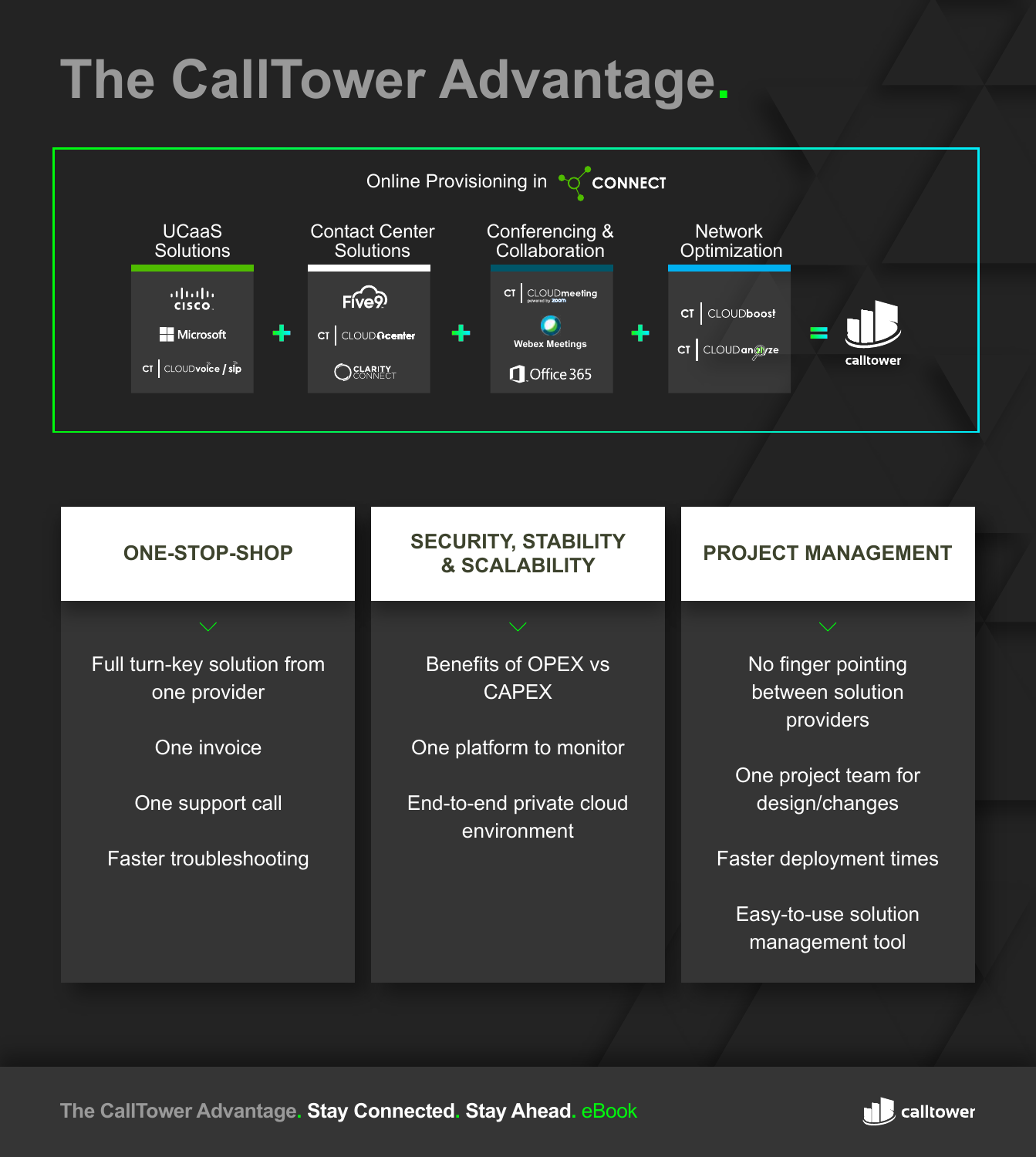# The CallTower Advantage.

Online Provisioning in CONNECT

**UCaaS Solutions**

cisco
Microsoft
CT | CLOUDvoice / sip

\+

**Contact Center Solutions**

Five9
CT | CLOUDcenter
CLARITY CONNECT

\+

**Conferencing & Collaboration**

CT | CLOUDmeeting powered by zoom
Webex Meetings
Office 365

\+

**Network Optimization**

CT | CLOUDboost
CT | CLOUDanalyze

= calltower

## ONE-STOP-SHOP

Full turn-key solution from one provider

One invoice

One support call

Faster troubleshooting

## SECURITY, STABILITY & SCALABILITY

Benefits of OPEX vs CAPEX

One platform to monitor

End-to-end private cloud environment

## PROJECT MANAGEMENT

No finger pointing between solution providers

One project team for design/changes

Faster deployment times

Easy-to-use solution management tool